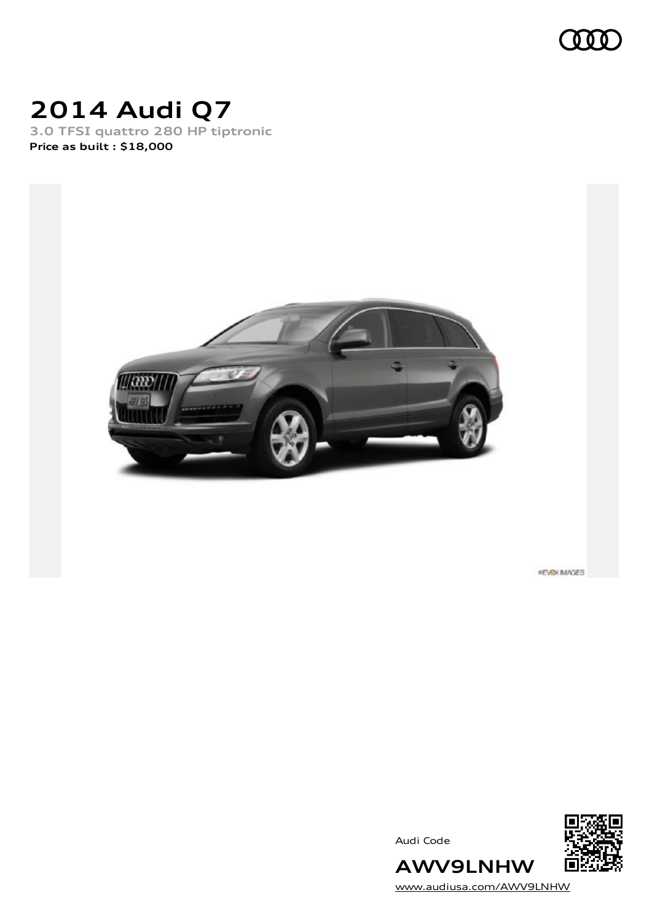# 2014 Audi Q7

3.0 TFSI quattro 280 HP tiptronic

**Price as built : $18,000**

©EVOX IMAGES

Audi Code

**AWV9LNHW**

www.audiusa.com/AWV9LNHW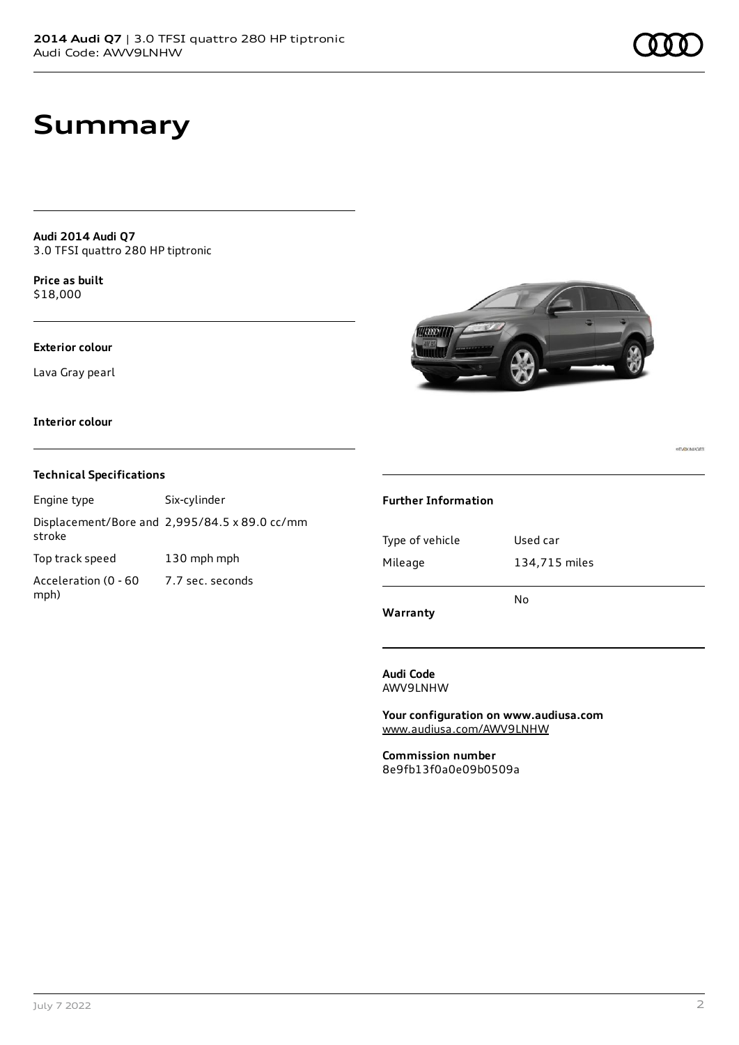# Summary

**Audi 2014 Audi Q7**
3.0 TFSI quattro 280 HP tiptronic

**Price as built**
$18,000

**Exterior colour**

Lava Gray pearl

**Interior colour**

### Technical Specifications

| Engine type | Six-cylinder |
|---|---|
| Displacement/Bore and stroke | 2,995/84.5 x 89.0 cc/mm |
| Top track speed | 130 mph mph |
| Acceleration (0 - 60 mph) | 7.7 sec. seconds |

### Further Information

| Type of vehicle | Used car |
|---|---|
| Mileage | 134,715 miles |
| **Warranty** | No |

**Audi Code**
AWV9LNHW

**Your configuration on www.audiusa.com**
www.audiusa.com/AWV9LNHW

**Commission number**
8e9fb13f0a0e09b0509a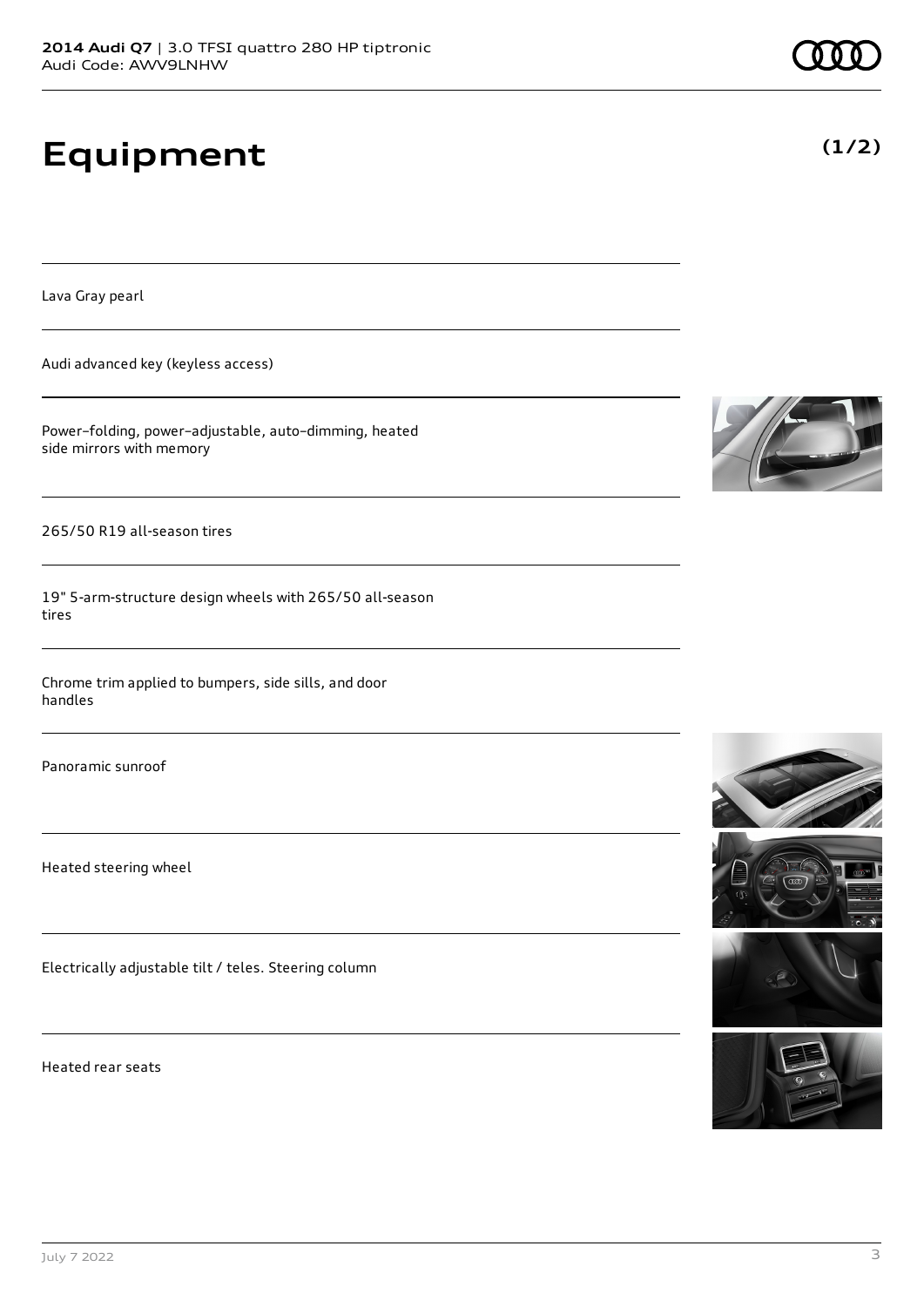# Equipment

**(1/2)**

Lava Gray pearl

Audi advanced key (keyless access)

Power–folding, power–adjustable, auto–dimming, heated side mirrors with memory

265/50 R19 all-season tires

19" 5-arm-structure design wheels with 265/50 all-season tires

Chrome trim applied to bumpers, side sills, and door handles

Panoramic sunroof

Heated steering wheel

Electrically adjustable tilt / teles. Steering column

Heated rear seats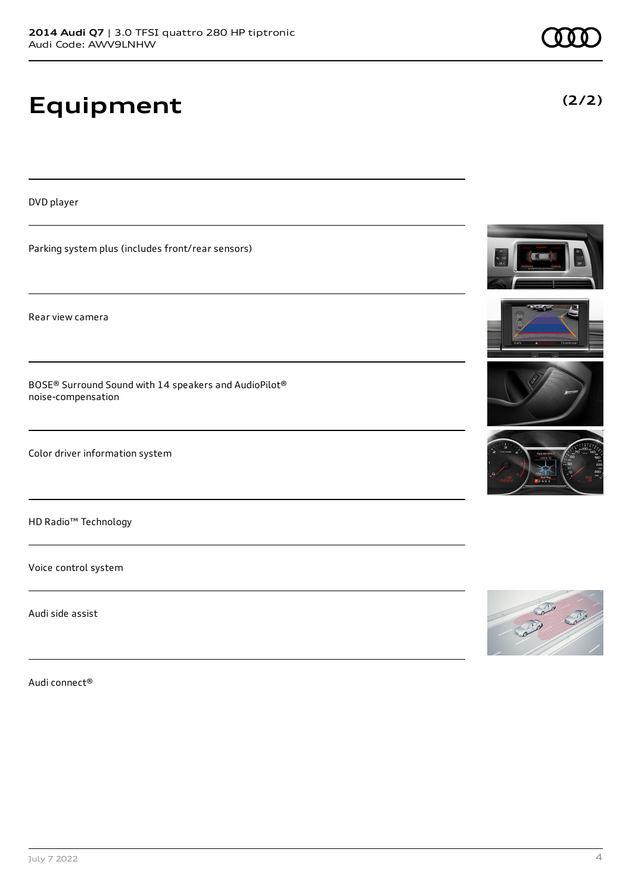# Equipment

(2/2)

DVD player

Parking system plus (includes front/rear sensors)

Rear view camera

BOSE® Surround Sound with 14 speakers and AudioPilot® noise-compensation

Color driver information system

HD Radio™ Technology

Voice control system

Audi side assist

Audi connect®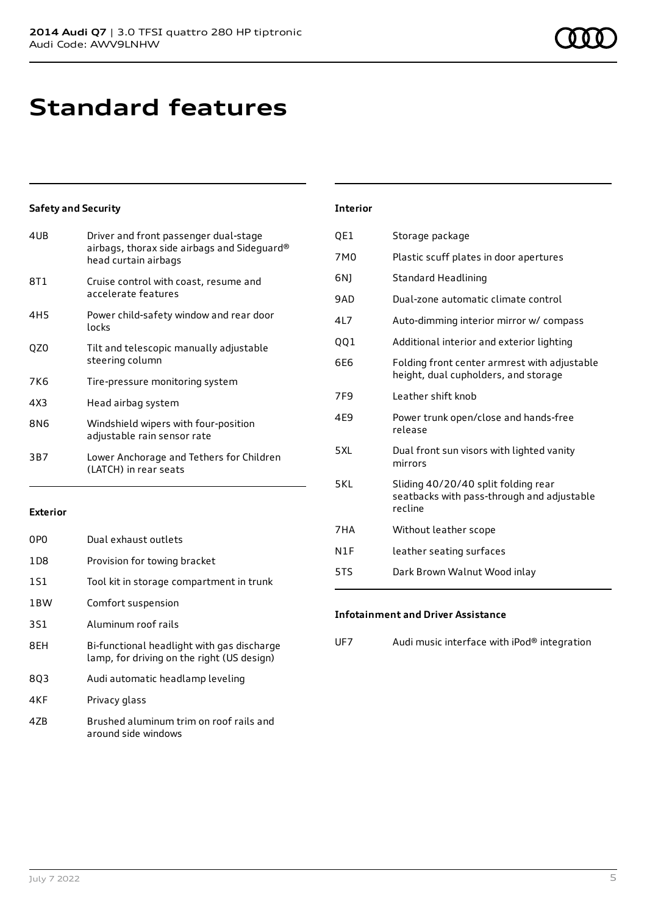# Standard features

### Safety and Security

| | |
|---|---|
| 4UB | Driver and front passenger dual-stage airbags, thorax side airbags and Sideguard® head curtain airbags |
| 8T1 | Cruise control with coast, resume and accelerate features |
| 4H5 | Power child-safety window and rear door locks |
| QZ0 | Tilt and telescopic manually adjustable steering column |
| 7K6 | Tire-pressure monitoring system |
| 4X3 | Head airbag system |
| 8N6 | Windshield wipers with four-position adjustable rain sensor rate |
| 3B7 | Lower Anchorage and Tethers for Children (LATCH) in rear seats |

### Exterior

| | |
|---|---|
| 0P0 | Dual exhaust outlets |
| 1D8 | Provision for towing bracket |
| 1S1 | Tool kit in storage compartment in trunk |
| 1BW | Comfort suspension |
| 3S1 | Aluminum roof rails |
| 8EH | Bi-functional headlight with gas discharge lamp, for driving on the right (US design) |
| 8Q3 | Audi automatic headlamp leveling |
| 4KF | Privacy glass |
| 4ZB | Brushed aluminum trim on roof rails and around side windows |

### Interior

| | |
|---|---|
| QE1 | Storage package |
| 7M0 | Plastic scuff plates in door apertures |
| 6NJ | Standard Headlining |
| 9AD | Dual-zone automatic climate control |
| 4L7 | Auto-dimming interior mirror w/ compass |
| QQ1 | Additional interior and exterior lighting |
| 6E6 | Folding front center armrest with adjustable height, dual cupholders, and storage |
| 7F9 | Leather shift knob |
| 4E9 | Power trunk open/close and hands-free release |
| 5XL | Dual front sun visors with lighted vanity mirrors |
| 5KL | Sliding 40/20/40 split folding rear seatbacks with pass-through and adjustable recline |
| 7HA | Without leather scope |
| N1F | leather seating surfaces |
| 5TS | Dark Brown Walnut Wood inlay |

### Infotainment and Driver Assistance

| | |
|---|---|
| UF7 | Audi music interface with iPod® integration |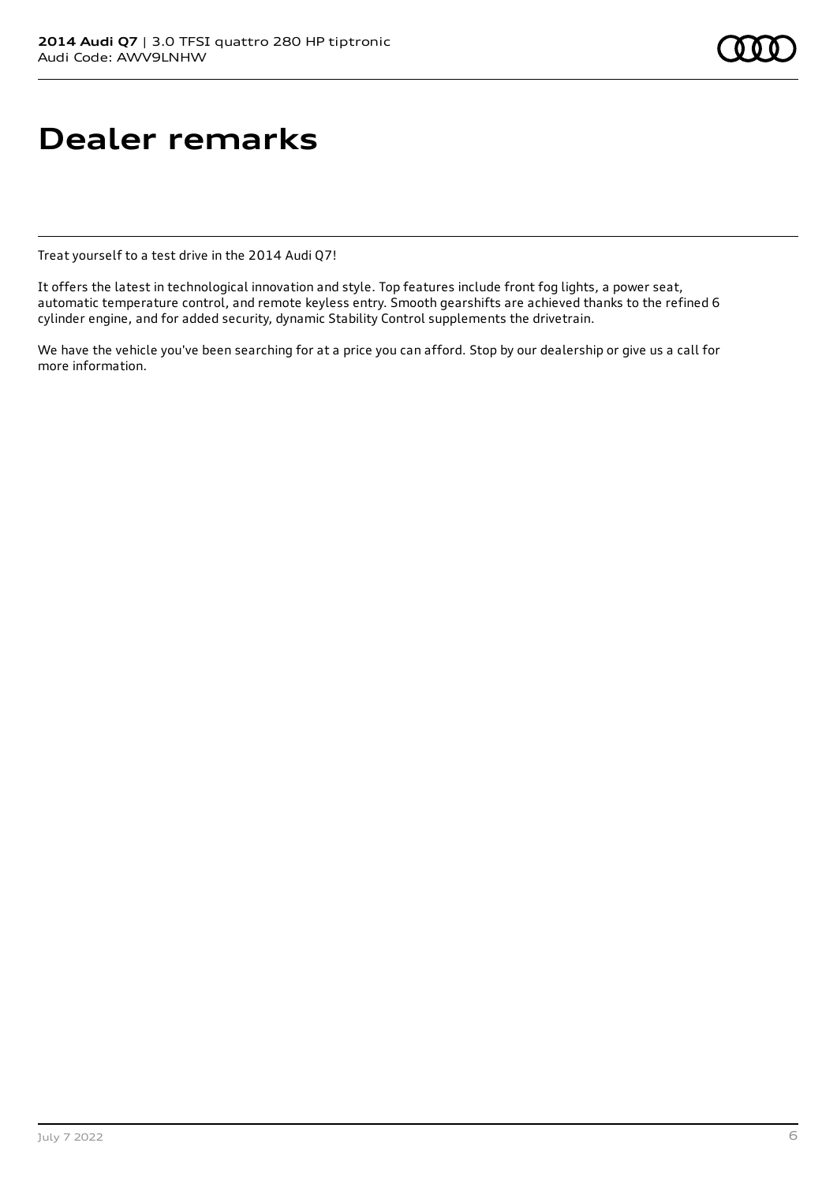# Dealer remarks

Treat yourself to a test drive in the 2014 Audi Q7!

It offers the latest in technological innovation and style. Top features include front fog lights, a power seat, automatic temperature control, and remote keyless entry. Smooth gearshifts are achieved thanks to the refined 6 cylinder engine, and for added security, dynamic Stability Control supplements the drivetrain.

We have the vehicle you've been searching for at a price you can afford. Stop by our dealership or give us a call for more information.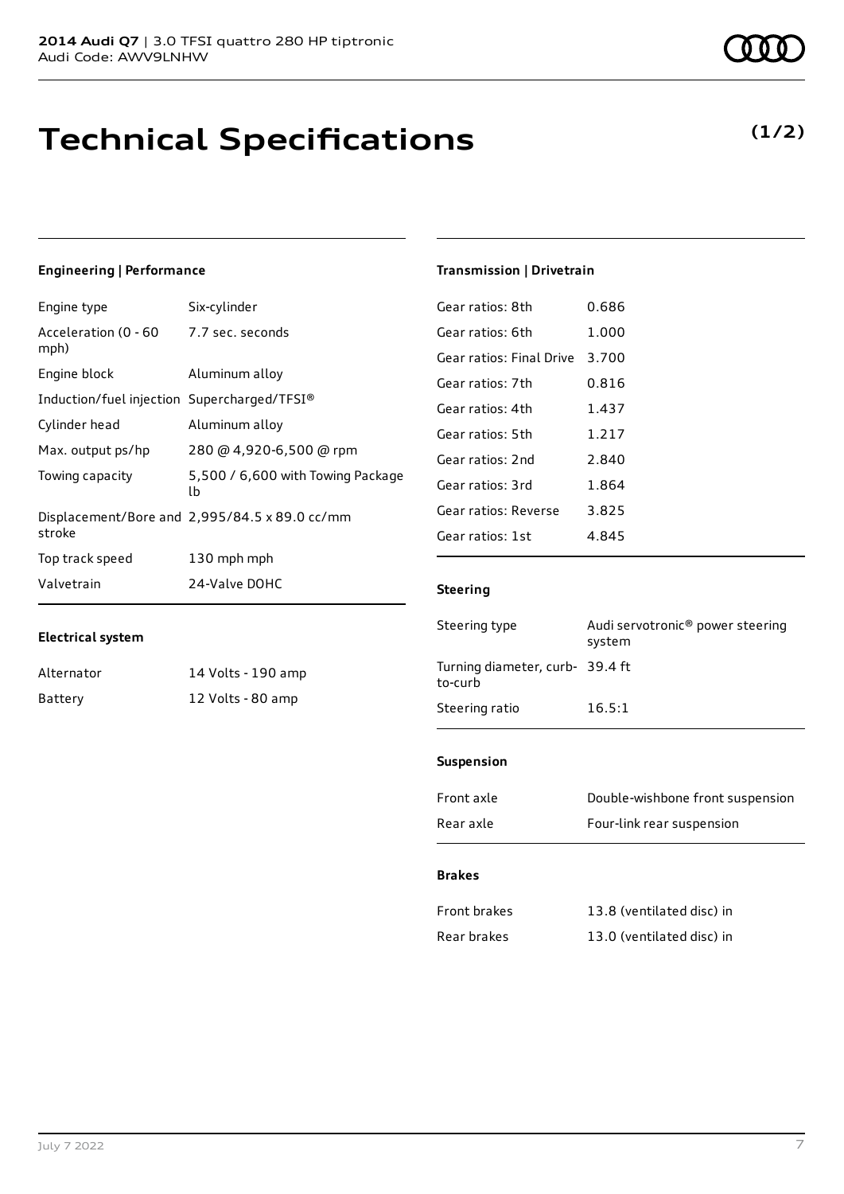# Technical Specifications

**(1/2)**

### Engineering | Performance

| | |
|---|---|
| Engine type | Six-cylinder |
| Acceleration (0 - 60 mph) | 7.7 sec. seconds |
| Engine block | Aluminum alloy |
| Induction/fuel injection | Supercharged/TFSI® |
| Cylinder head | Aluminum alloy |
| Max. output ps/hp | 280 @ 4,920-6,500 @ rpm |
| Towing capacity | 5,500 / 6,600 with Towing Package lb |
| Displacement/Bore and stroke | 2,995/84.5 x 89.0 cc/mm |
| Top track speed | 130 mph mph |
| Valvetrain | 24-Valve DOHC |

### Electrical system

| | |
|---|---|
| Alternator | 14 Volts - 190 amp |
| Battery | 12 Volts - 80 amp |

### Transmission | Drivetrain

| | |
|---|---|
| Gear ratios: 8th | 0.686 |
| Gear ratios: 6th | 1.000 |
| Gear ratios: Final Drive | 3.700 |
| Gear ratios: 7th | 0.816 |
| Gear ratios: 4th | 1.437 |
| Gear ratios: 5th | 1.217 |
| Gear ratios: 2nd | 2.840 |
| Gear ratios: 3rd | 1.864 |
| Gear ratios: Reverse | 3.825 |
| Gear ratios: 1st | 4.845 |

### Steering

| | |
|---|---|
| Steering type | Audi servotronic® power steering system |
| Turning diameter, curb-to-curb | 39.4 ft |
| Steering ratio | 16.5:1 |

### Suspension

| | |
|---|---|
| Front axle | Double-wishbone front suspension |
| Rear axle | Four-link rear suspension |

### Brakes

| | |
|---|---|
| Front brakes | 13.8 (ventilated disc) in |
| Rear brakes | 13.0 (ventilated disc) in |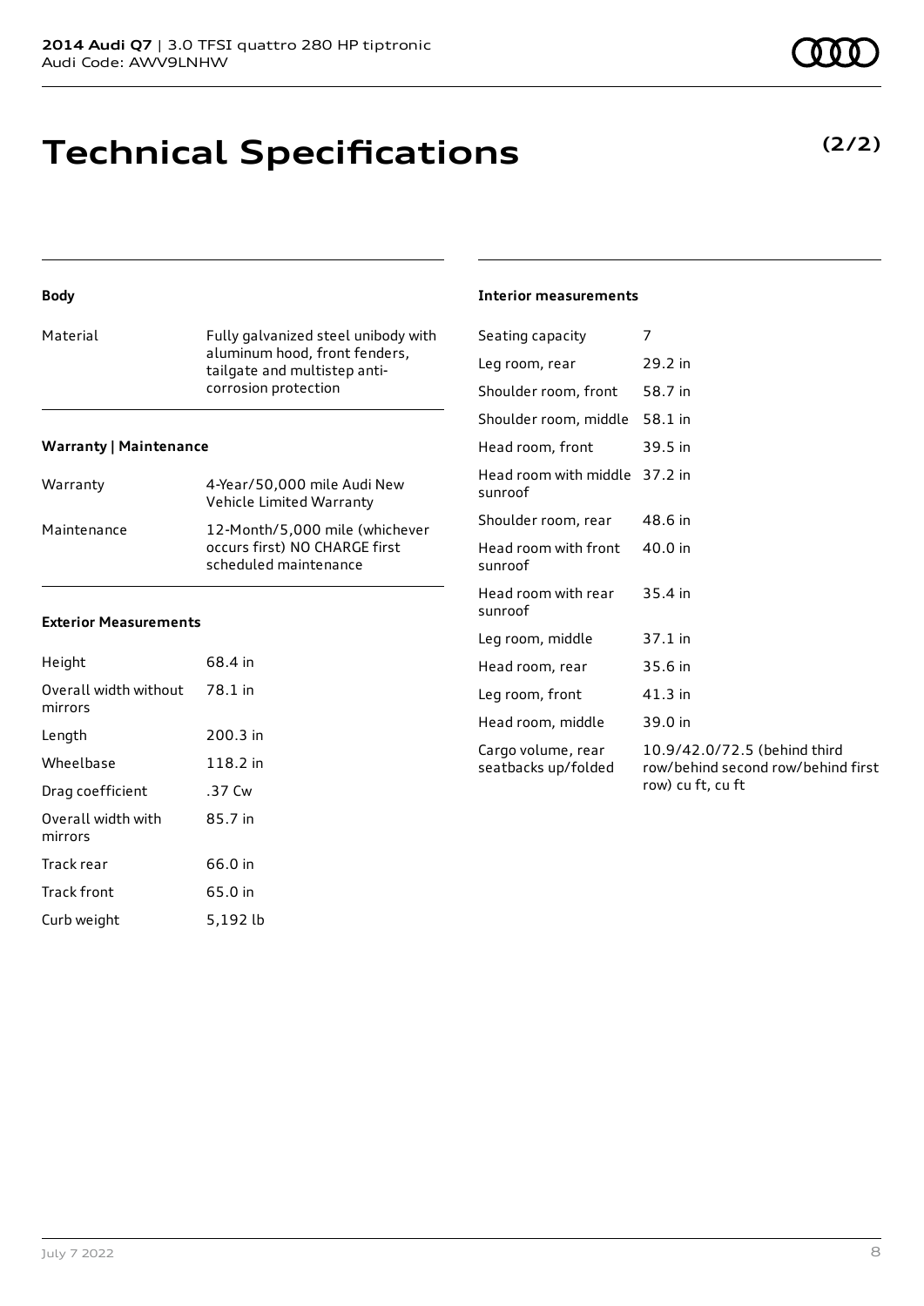# Technical Specifications

**(2/2)**

### Body

| Material | Fully galvanized steel unibody with aluminum hood, front fenders, tailgate and multistep anti-corrosion protection |
|---|---|

### Warranty | Maintenance

| Warranty | 4-Year/50,000 mile Audi New Vehicle Limited Warranty |
|---|---|
| Maintenance | 12-Month/5,000 mile (whichever occurs first) NO CHARGE first scheduled maintenance |

### Exterior Measurements

| Height | 68.4 in |
|---|---|
| Overall width without mirrors | 78.1 in |
| Length | 200.3 in |
| Wheelbase | 118.2 in |
| Drag coefficient | .37 Cw |
| Overall width with mirrors | 85.7 in |
| Track rear | 66.0 in |
| Track front | 65.0 in |
| Curb weight | 5,192 lb |

### Interior measurements

| Seating capacity | 7 |
|---|---|
| Leg room, rear | 29.2 in |
| Shoulder room, front | 58.7 in |
| Shoulder room, middle | 58.1 in |
| Head room, front | 39.5 in |
| Head room with middle sunroof | 37.2 in |
| Shoulder room, rear | 48.6 in |
| Head room with front sunroof | 40.0 in |
| Head room with rear sunroof | 35.4 in |
| Leg room, middle | 37.1 in |
| Head room, rear | 35.6 in |
| Leg room, front | 41.3 in |
| Head room, middle | 39.0 in |
| Cargo volume, rear seatbacks up/folded | 10.9/42.0/72.5 (behind third row/behind second row/behind first row) cu ft, cu ft |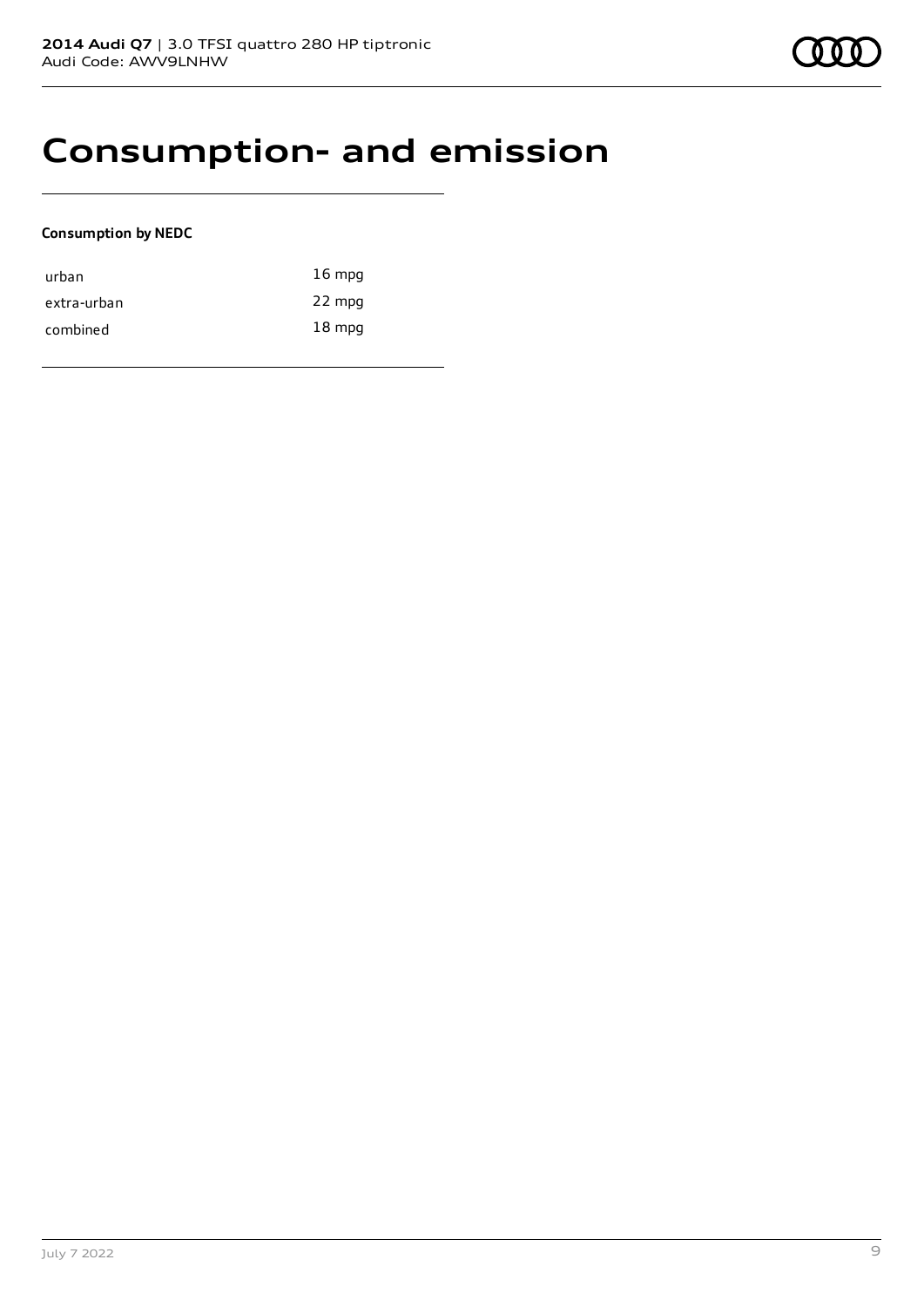# Consumption- and emission

**Consumption by NEDC**

| | |
|---|---|
| urban | 16 mpg |
| extra-urban | 22 mpg |
| combined | 18 mpg |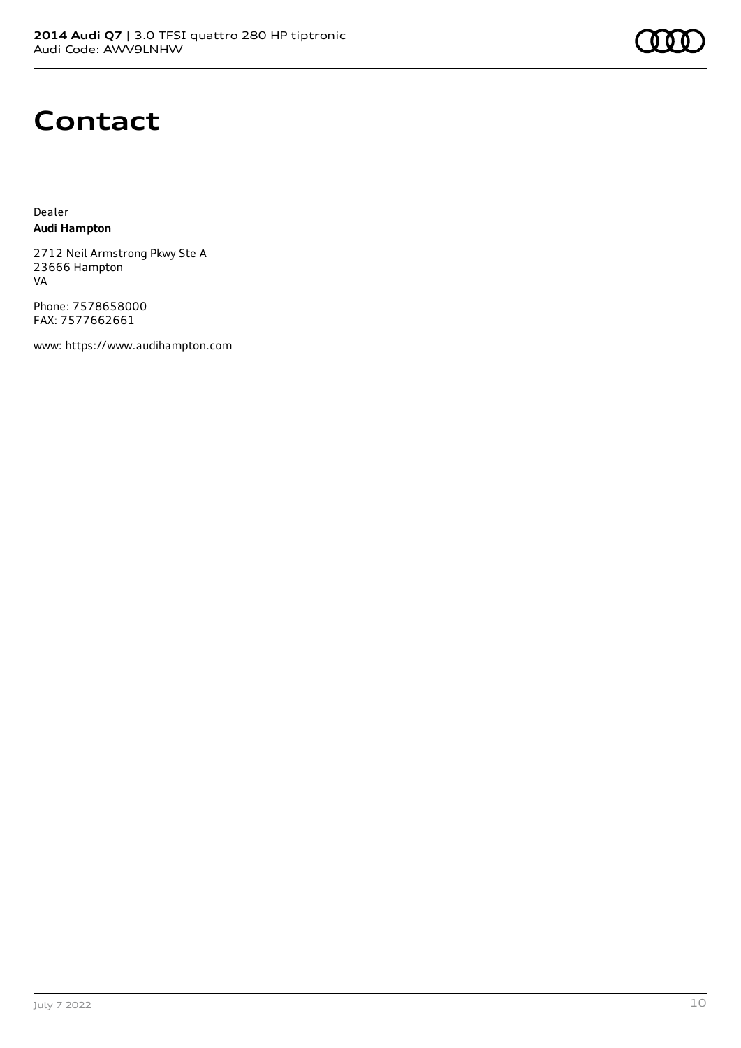# Contact

Dealer
**Audi Hampton**

2712 Neil Armstrong Pkwy Ste A
23666 Hampton
VA

Phone: 7578658000
FAX: 7577662661

www: https://www.audihampton.com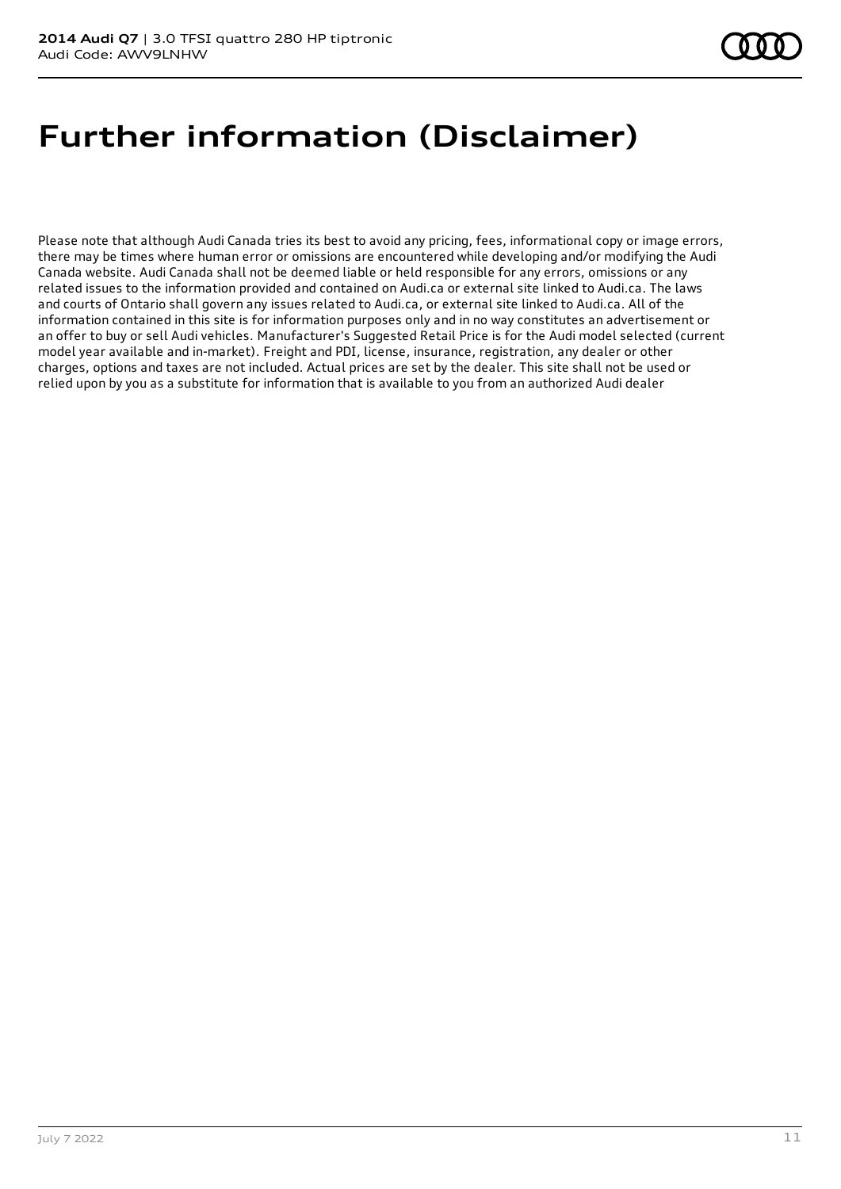# Further information (Disclaimer)

Please note that although Audi Canada tries its best to avoid any pricing, fees, informational copy or image errors, there may be times where human error or omissions are encountered while developing and/or modifying the Audi Canada website. Audi Canada shall not be deemed liable or held responsible for any errors, omissions or any related issues to the information provided and contained on Audi.ca or external site linked to Audi.ca. The laws and courts of Ontario shall govern any issues related to Audi.ca, or external site linked to Audi.ca. All of the information contained in this site is for information purposes only and in no way constitutes an advertisement or an offer to buy or sell Audi vehicles. Manufacturer's Suggested Retail Price is for the Audi model selected (current model year available and in-market). Freight and PDI, license, insurance, registration, any dealer or other charges, options and taxes are not included. Actual prices are set by the dealer. This site shall not be used or relied upon by you as a substitute for information that is available to you from an authorized Audi dealer